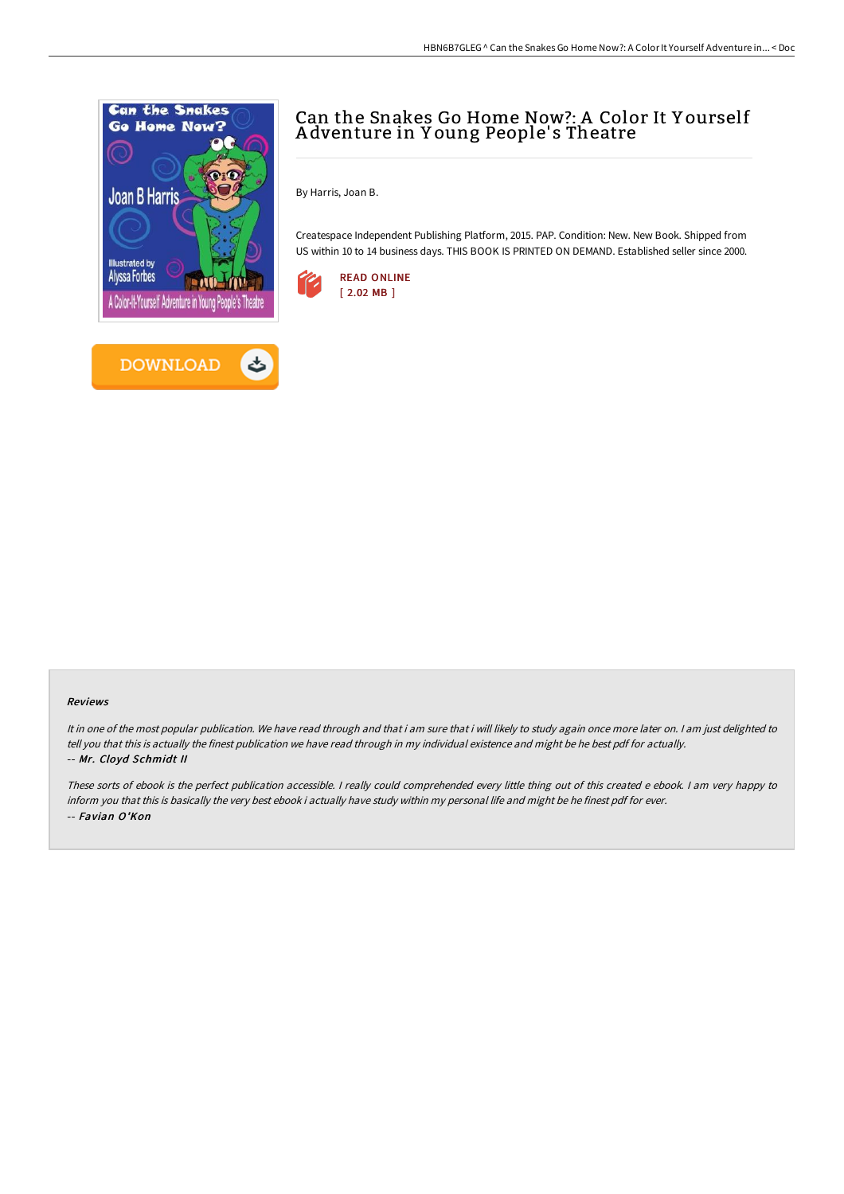# Can the Snakes Go Home Now?: A Color It Yourself Adventure in Young People's Theatre

By Harris, Joan B.

Createspace Independent Publishing Platform, 2015. PAP. Condition: New. New Book. Shipped from US within 10 to 14 business days. THIS BOOK IS PRINTED ON DEMAND. Established seller since 2000.

READ ONLINE
[ 2.02 MB ]

DOWNLOAD

### Reviews

*It in one of the most popular publication. We have read through and that i am sure that i will likely to study again once more later on. I am just delighted to tell you that this is actually the finest publication we have read through in my individual existence and might be he best pdf for actually.*
-- ***Mr. Cloyd Schmidt II***

*These sorts of ebook is the perfect publication accessible. I really could comprehended every little thing out of this created e ebook. I am very happy to inform you that this is basically the very best ebook i actually have study within my personal life and might be he finest pdf for ever.*
-- ***Favian O'Kon***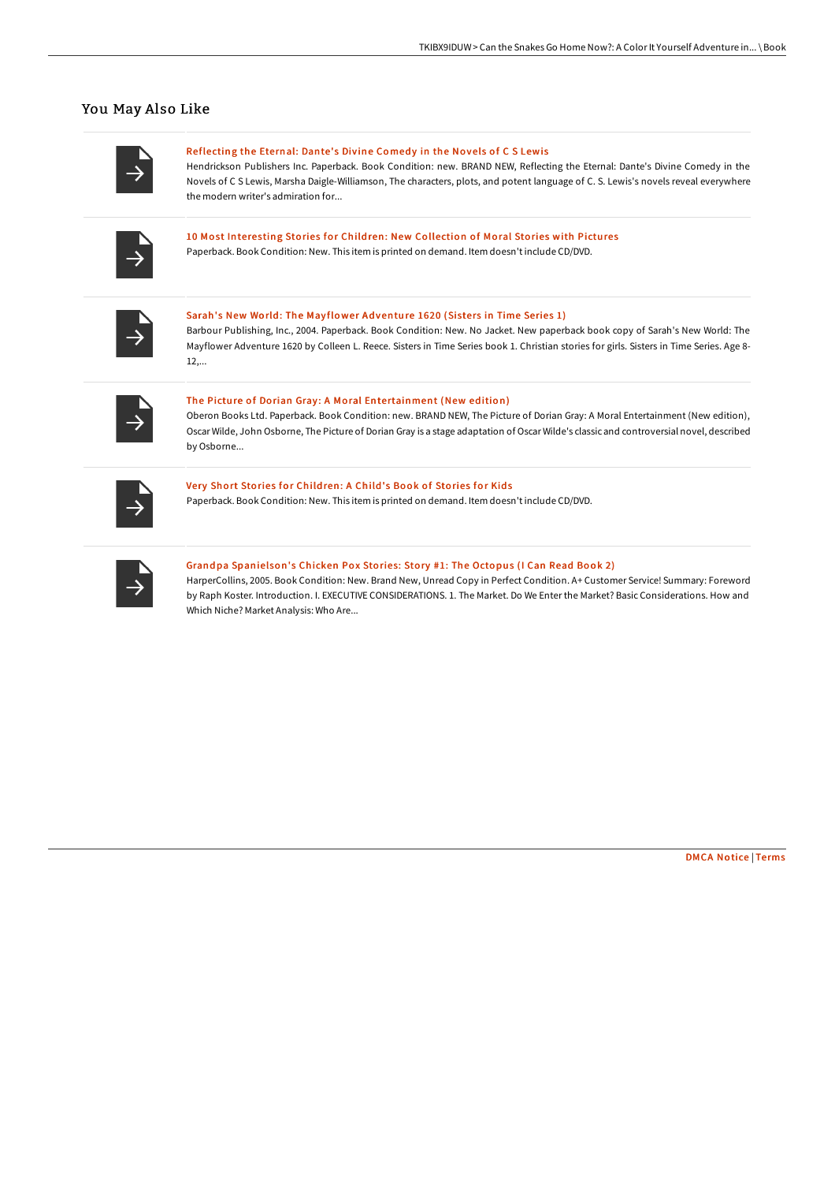## You May Also Like

### Reflecting the Eternal: Dante's Divine Comedy in the Novels of C S Lewis

Hendrickson Publishers Inc. Paperback. Book Condition: new. BRAND NEW, Reflecting the Eternal: Dante's Divine Comedy in the Novels of C S Lewis, Marsha Daigle-Williamson, The characters, plots, and potent language of C. S. Lewis's novels reveal everywhere the modern writer's admiration for...

### 10 Most Interesting Stories for Children: New Collection of Moral Stories with Pictures

Paperback. Book Condition: New. This item is printed on demand. Item doesn't include CD/DVD.

### Sarah's New World: The Mayflower Adventure 1620 (Sisters in Time Series 1)

Barbour Publishing, Inc., 2004. Paperback. Book Condition: New. No Jacket. New paperback book copy of Sarah's New World: The Mayflower Adventure 1620 by Colleen L. Reece. Sisters in Time Series book 1. Christian stories for girls. Sisters in Time Series. Age 8-12,...

### The Picture of Dorian Gray: A Moral Entertainment (New edition)

Oberon Books Ltd. Paperback. Book Condition: new. BRAND NEW, The Picture of Dorian Gray: A Moral Entertainment (New edition), Oscar Wilde, John Osborne, The Picture of Dorian Gray is a stage adaptation of Oscar Wilde's classic and controversial novel, described by Osborne...

### Very Short Stories for Children: A Child's Book of Stories for Kids

Paperback. Book Condition: New. This item is printed on demand. Item doesn't include CD/DVD.

### Grandpa Spanielson's Chicken Pox Stories: Story #1: The Octopus (I Can Read Book 2)

HarperCollins, 2005. Book Condition: New. Brand New, Unread Copy in Perfect Condition. A+ Customer Service! Summary: Foreword by Raph Koster. Introduction. I. EXECUTIVE CONSIDERATIONS. 1. The Market. Do We Enter the Market? Basic Considerations. How and Which Niche? Market Analysis: Who Are...